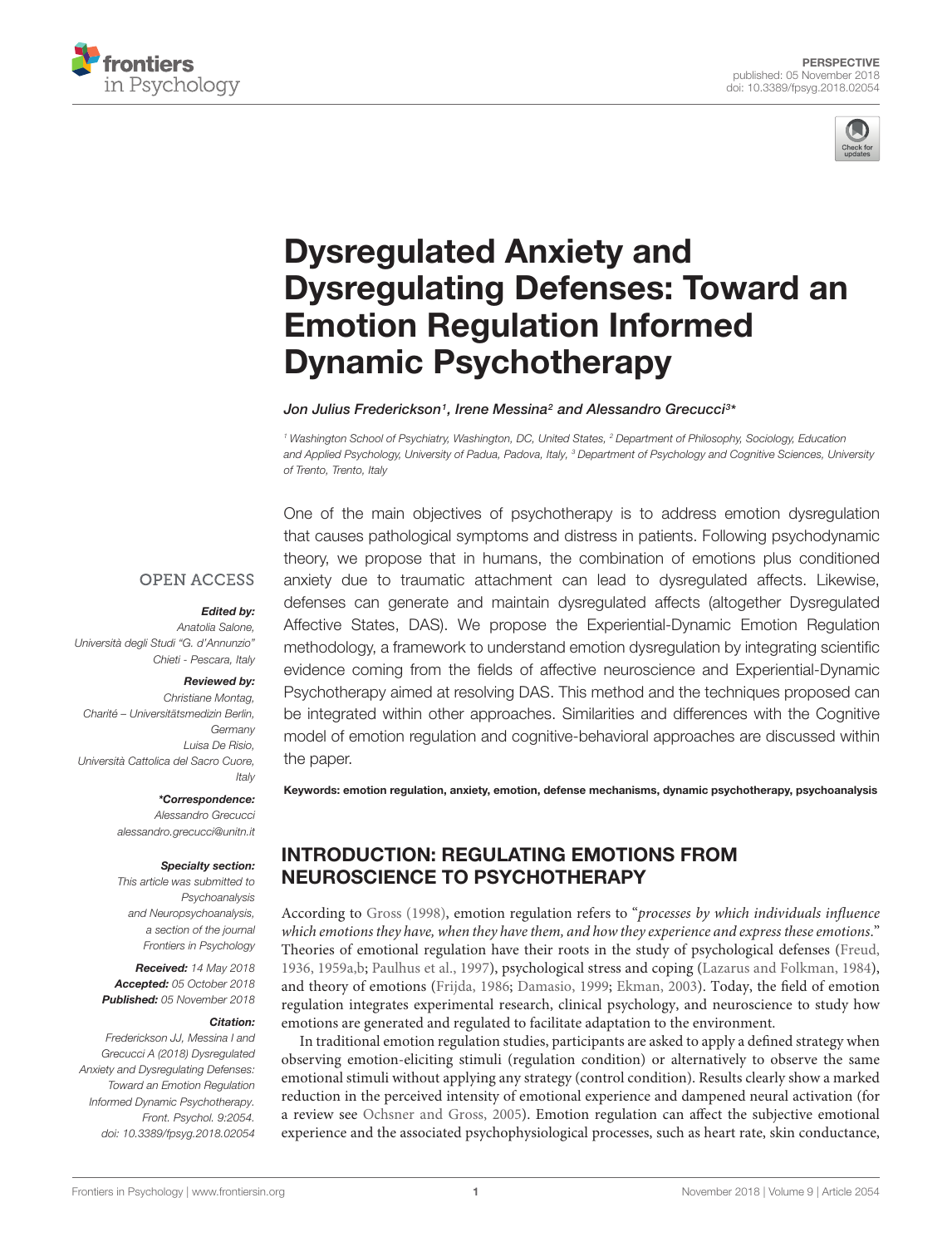PERSPECTIVE
published: 05 November 2018
doi: 10.3389/fpsyg.2018.02054

# Dysregulated Anxiety and Dysregulating Defenses: Toward an Emotion Regulation Informed Dynamic Psychotherapy

*Jon Julius Frederickson[1], Irene Messina[2] and Alessandro Grecucci[3]\**

[1] Washington School of Psychiatry, Washington, DC, United States, [2] Department of Philosophy, Sociology, Education and Applied Psychology, University of Padua, Padova, Italy, [3] Department of Psychology and Cognitive Sciences, University of Trento, Trento, Italy

OPEN ACCESS

***Edited by:***
Anatolia Salone,
Università degli Studi "G. d'Annunzio" Chieti - Pescara, Italy

***Reviewed by:***
Christiane Montag,
Charité – Universitätsmedizin Berlin, Germany
Luisa De Risio,
Università Cattolica del Sacro Cuore, Italy

***\*Correspondence:***
Alessandro Grecucci
alessandro.grecucci@unitn.it

***Specialty section:***
This article was submitted to Psychoanalysis and Neuropsychoanalysis, a section of the journal Frontiers in Psychology

***Received:*** 14 May 2018
***Accepted:*** 05 October 2018
***Published:*** 05 November 2018

***Citation:***
Frederickson JJ, Messina I and Grecucci A (2018) Dysregulated Anxiety and Dysregulating Defenses: Toward an Emotion Regulation Informed Dynamic Psychotherapy. Front. Psychol. 9:2054. doi: 10.3389/fpsyg.2018.02054

One of the main objectives of psychotherapy is to address emotion dysregulation that causes pathological symptoms and distress in patients. Following psychodynamic theory, we propose that in humans, the combination of emotions plus conditioned anxiety due to traumatic attachment can lead to dysregulated affects. Likewise, defenses can generate and maintain dysregulated affects (altogether Dysregulated Affective States, DAS). We propose the Experiential-Dynamic Emotion Regulation methodology, a framework to understand emotion dysregulation by integrating scientific evidence coming from the fields of affective neuroscience and Experiential-Dynamic Psychotherapy aimed at resolving DAS. This method and the techniques proposed can be integrated within other approaches. Similarities and differences with the Cognitive model of emotion regulation and cognitive-behavioral approaches are discussed within the paper.

**Keywords: emotion regulation, anxiety, emotion, defense mechanisms, dynamic psychotherapy, psychoanalysis**

## INTRODUCTION: REGULATING EMOTIONS FROM NEUROSCIENCE TO PSYCHOTHERAPY

According to Gross (1998), emotion regulation refers to "*processes by which individuals influence which emotions they have, when they have them, and how they experience and express these emotions.*" Theories of emotional regulation have their roots in the study of psychological defenses (Freud, 1936, 1959a,b; Paulhus et al., 1997), psychological stress and coping (Lazarus and Folkman, 1984), and theory of emotions (Frijda, 1986; Damasio, 1999; Ekman, 2003). Today, the field of emotion regulation integrates experimental research, clinical psychology, and neuroscience to study how emotions are generated and regulated to facilitate adaptation to the environment.

In traditional emotion regulation studies, participants are asked to apply a defined strategy when observing emotion-eliciting stimuli (regulation condition) or alternatively to observe the same emotional stimuli without applying any strategy (control condition). Results clearly show a marked reduction in the perceived intensity of emotional experience and dampened neural activation (for a review see Ochsner and Gross, 2005). Emotion regulation can affect the subjective emotional experience and the associated psychophysiological processes, such as heart rate, skin conductance,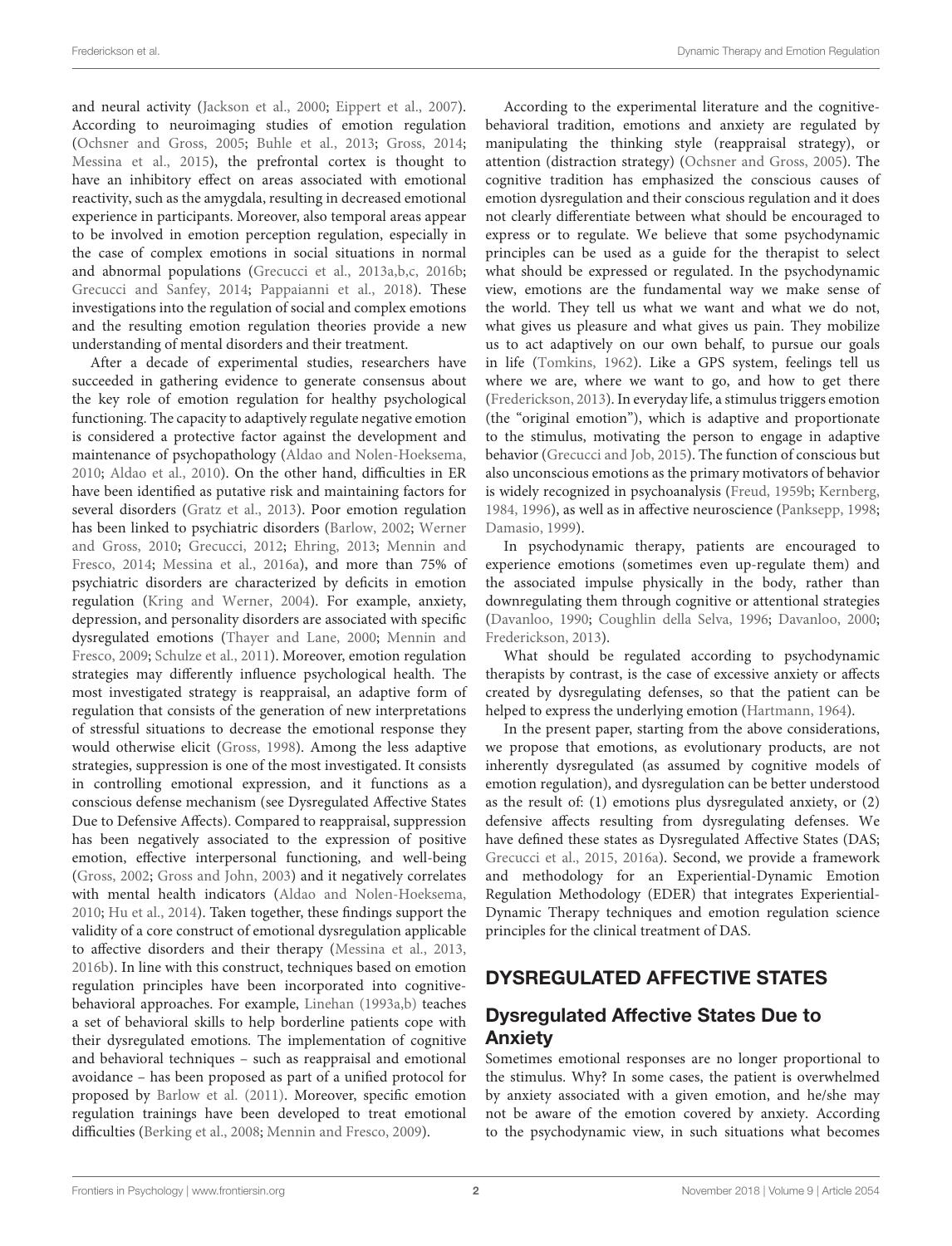and neural activity (Jackson et al., 2000; Eippert et al., 2007). According to neuroimaging studies of emotion regulation (Ochsner and Gross, 2005; Buhle et al., 2013; Gross, 2014; Messina et al., 2015), the prefrontal cortex is thought to have an inhibitory effect on areas associated with emotional reactivity, such as the amygdala, resulting in decreased emotional experience in participants. Moreover, also temporal areas appear to be involved in emotion perception regulation, especially in the case of complex emotions in social situations in normal and abnormal populations (Grecucci et al., 2013a,b,c, 2016b; Grecucci and Sanfey, 2014; Pappaianni et al., 2018). These investigations into the regulation of social and complex emotions and the resulting emotion regulation theories provide a new understanding of mental disorders and their treatment.

After a decade of experimental studies, researchers have succeeded in gathering evidence to generate consensus about the key role of emotion regulation for healthy psychological functioning. The capacity to adaptively regulate negative emotion is considered a protective factor against the development and maintenance of psychopathology (Aldao and Nolen-Hoeksema, 2010; Aldao et al., 2010). On the other hand, difficulties in ER have been identified as putative risk and maintaining factors for several disorders (Gratz et al., 2013). Poor emotion regulation has been linked to psychiatric disorders (Barlow, 2002; Werner and Gross, 2010; Grecucci, 2012; Ehring, 2013; Mennin and Fresco, 2014; Messina et al., 2016a), and more than 75% of psychiatric disorders are characterized by deficits in emotion regulation (Kring and Werner, 2004). For example, anxiety, depression, and personality disorders are associated with specific dysregulated emotions (Thayer and Lane, 2000; Mennin and Fresco, 2009; Schulze et al., 2011). Moreover, emotion regulation strategies may differently influence psychological health. The most investigated strategy is reappraisal, an adaptive form of regulation that consists of the generation of new interpretations of stressful situations to decrease the emotional response they would otherwise elicit (Gross, 1998). Among the less adaptive strategies, suppression is one of the most investigated. It consists in controlling emotional expression, and it functions as a conscious defense mechanism (see Dysregulated Affective States Due to Defensive Affects). Compared to reappraisal, suppression has been negatively associated to the expression of positive emotion, effective interpersonal functioning, and well-being (Gross, 2002; Gross and John, 2003) and it negatively correlates with mental health indicators (Aldao and Nolen-Hoeksema, 2010; Hu et al., 2014). Taken together, these findings support the validity of a core construct of emotional dysregulation applicable to affective disorders and their therapy (Messina et al., 2013, 2016b). In line with this construct, techniques based on emotion regulation principles have been incorporated into cognitive-behavioral approaches. For example, Linehan (1993a,b) teaches a set of behavioral skills to help borderline patients cope with their dysregulated emotions. The implementation of cognitive and behavioral techniques – such as reappraisal and emotional avoidance – has been proposed as part of a unified protocol for proposed by Barlow et al. (2011). Moreover, specific emotion regulation trainings have been developed to treat emotional difficulties (Berking et al., 2008; Mennin and Fresco, 2009).

According to the experimental literature and the cognitive-behavioral tradition, emotions and anxiety are regulated by manipulating the thinking style (reappraisal strategy), or attention (distraction strategy) (Ochsner and Gross, 2005). The cognitive tradition has emphasized the conscious causes of emotion dysregulation and their conscious regulation and it does not clearly differentiate between what should be encouraged to express or to regulate. We believe that some psychodynamic principles can be used as a guide for the therapist to select what should be expressed or regulated. In the psychodynamic view, emotions are the fundamental way we make sense of the world. They tell us what we want and what we do not, what gives us pleasure and what gives us pain. They mobilize us to act adaptively on our own behalf, to pursue our goals in life (Tomkins, 1962). Like a GPS system, feelings tell us where we are, where we want to go, and how to get there (Frederickson, 2013). In everyday life, a stimulus triggers emotion (the "original emotion"), which is adaptive and proportionate to the stimulus, motivating the person to engage in adaptive behavior (Grecucci and Job, 2015). The function of conscious but also unconscious emotions as the primary motivators of behavior is widely recognized in psychoanalysis (Freud, 1959b; Kernberg, 1984, 1996), as well as in affective neuroscience (Panksepp, 1998; Damasio, 1999).

In psychodynamic therapy, patients are encouraged to experience emotions (sometimes even up-regulate them) and the associated impulse physically in the body, rather than downregulating them through cognitive or attentional strategies (Davanloo, 1990; Coughlin della Selva, 1996; Davanloo, 2000; Frederickson, 2013).

What should be regulated according to psychodynamic therapists by contrast, is the case of excessive anxiety or affects created by dysregulating defenses, so that the patient can be helped to express the underlying emotion (Hartmann, 1964).

In the present paper, starting from the above considerations, we propose that emotions, as evolutionary products, are not inherently dysregulated (as assumed by cognitive models of emotion regulation), and dysregulation can be better understood as the result of: (1) emotions plus dysregulated anxiety, or (2) defensive affects resulting from dysregulating defenses. We have defined these states as Dysregulated Affective States (DAS; Grecucci et al., 2015, 2016a). Second, we provide a framework and methodology for an Experiential-Dynamic Emotion Regulation Methodology (EDER) that integrates Experiential-Dynamic Therapy techniques and emotion regulation science principles for the clinical treatment of DAS.

## DYSREGULATED AFFECTIVE STATES

### Dysregulated Affective States Due to Anxiety

Sometimes emotional responses are no longer proportional to the stimulus. Why? In some cases, the patient is overwhelmed by anxiety associated with a given emotion, and he/she may not be aware of the emotion covered by anxiety. According to the psychodynamic view, in such situations what becomes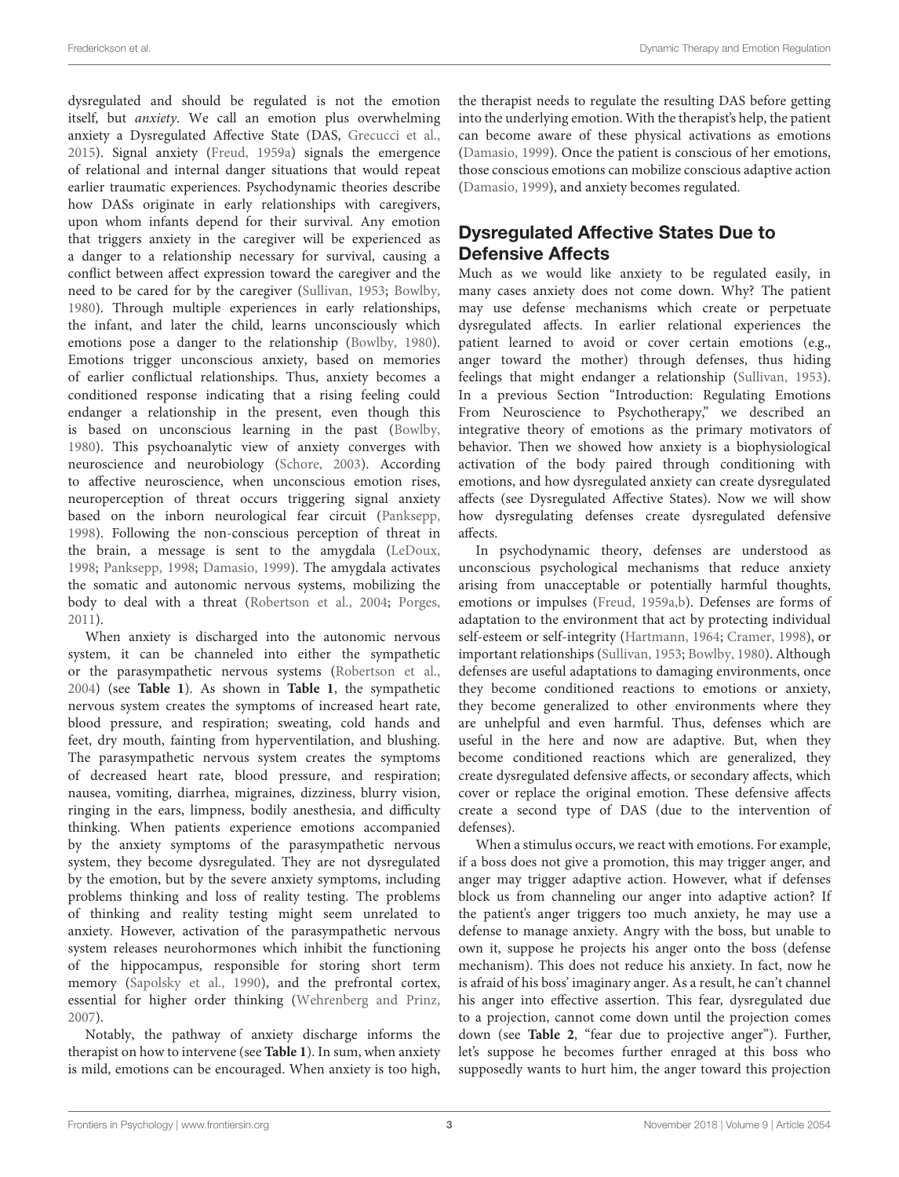dysregulated and should be regulated is not the emotion itself, but *anxiety*. We call an emotion plus overwhelming anxiety a Dysregulated Affective State (DAS, Grecucci et al., 2015). Signal anxiety (Freud, 1959a) signals the emergence of relational and internal danger situations that would repeat earlier traumatic experiences. Psychodynamic theories describe how DASs originate in early relationships with caregivers, upon whom infants depend for their survival. Any emotion that triggers anxiety in the caregiver will be experienced as a danger to a relationship necessary for survival, causing a conflict between affect expression toward the caregiver and the need to be cared for by the caregiver (Sullivan, 1953; Bowlby, 1980). Through multiple experiences in early relationships, the infant, and later the child, learns unconsciously which emotions pose a danger to the relationship (Bowlby, 1980). Emotions trigger unconscious anxiety, based on memories of earlier conflictual relationships. Thus, anxiety becomes a conditioned response indicating that a rising feeling could endanger a relationship in the present, even though this is based on unconscious learning in the past (Bowlby, 1980). This psychoanalytic view of anxiety converges with neuroscience and neurobiology (Schore, 2003). According to affective neuroscience, when unconscious emotion rises, neuroperception of threat occurs triggering signal anxiety based on the inborn neurological fear circuit (Panksepp, 1998). Following the non-conscious perception of threat in the brain, a message is sent to the amygdala (LeDoux, 1998; Panksepp, 1998; Damasio, 1999). The amygdala activates the somatic and autonomic nervous systems, mobilizing the body to deal with a threat (Robertson et al., 2004; Porges, 2011).

When anxiety is discharged into the autonomic nervous system, it can be channeled into either the sympathetic or the parasympathetic nervous systems (Robertson et al., 2004) (see **Table 1**). As shown in **Table 1**, the sympathetic nervous system creates the symptoms of increased heart rate, blood pressure, and respiration; sweating, cold hands and feet, dry mouth, fainting from hyperventilation, and blushing. The parasympathetic nervous system creates the symptoms of decreased heart rate, blood pressure, and respiration; nausea, vomiting, diarrhea, migraines, dizziness, blurry vision, ringing in the ears, limpness, bodily anesthesia, and difficulty thinking. When patients experience emotions accompanied by the anxiety symptoms of the parasympathetic nervous system, they become dysregulated. They are not dysregulated by the emotion, but by the severe anxiety symptoms, including problems thinking and loss of reality testing. The problems of thinking and reality testing might seem unrelated to anxiety. However, activation of the parasympathetic nervous system releases neurohormones which inhibit the functioning of the hippocampus, responsible for storing short term memory (Sapolsky et al., 1990), and the prefrontal cortex, essential for higher order thinking (Wehrenberg and Prinz, 2007).

Notably, the pathway of anxiety discharge informs the therapist on how to intervene (see **Table 1**). In sum, when anxiety is mild, emotions can be encouraged. When anxiety is too high, the therapist needs to regulate the resulting DAS before getting into the underlying emotion. With the therapist's help, the patient can become aware of these physical activations as emotions (Damasio, 1999). Once the patient is conscious of her emotions, those conscious emotions can mobilize conscious adaptive action (Damasio, 1999), and anxiety becomes regulated.

## Dysregulated Affective States Due to Defensive Affects

Much as we would like anxiety to be regulated easily, in many cases anxiety does not come down. Why? The patient may use defense mechanisms which create or perpetuate dysregulated affects. In earlier relational experiences the patient learned to avoid or cover certain emotions (e.g., anger toward the mother) through defenses, thus hiding feelings that might endanger a relationship (Sullivan, 1953). In a previous Section "Introduction: Regulating Emotions From Neuroscience to Psychotherapy," we described an integrative theory of emotions as the primary motivators of behavior. Then we showed how anxiety is a biophysiological activation of the body paired through conditioning with emotions, and how dysregulated anxiety can create dysregulated affects (see Dysregulated Affective States). Now we will show how dysregulating defenses create dysregulated defensive affects.

In psychodynamic theory, defenses are understood as unconscious psychological mechanisms that reduce anxiety arising from unacceptable or potentially harmful thoughts, emotions or impulses (Freud, 1959a,b). Defenses are forms of adaptation to the environment that act by protecting individual self-esteem or self-integrity (Hartmann, 1964; Cramer, 1998), or important relationships (Sullivan, 1953; Bowlby, 1980). Although defenses are useful adaptations to damaging environments, once they become conditioned reactions to emotions or anxiety, they become generalized to other environments where they are unhelpful and even harmful. Thus, defenses which are useful in the here and now are adaptive. But, when they become conditioned reactions which are generalized, they create dysregulated defensive affects, or secondary affects, which cover or replace the original emotion. These defensive affects create a second type of DAS (due to the intervention of defenses).

When a stimulus occurs, we react with emotions. For example, if a boss does not give a promotion, this may trigger anger, and anger may trigger adaptive action. However, what if defenses block us from channeling our anger into adaptive action? If the patient's anger triggers too much anxiety, he may use a defense to manage anxiety. Angry with the boss, but unable to own it, suppose he projects his anger onto the boss (defense mechanism). This does not reduce his anxiety. In fact, now he is afraid of his boss' imaginary anger. As a result, he can't channel his anger into effective assertion. This fear, dysregulated due to a projection, cannot come down until the projection comes down (see **Table 2**, "fear due to projective anger"). Further, let's suppose he becomes further enraged at this boss who supposedly wants to hurt him, the anger toward this projection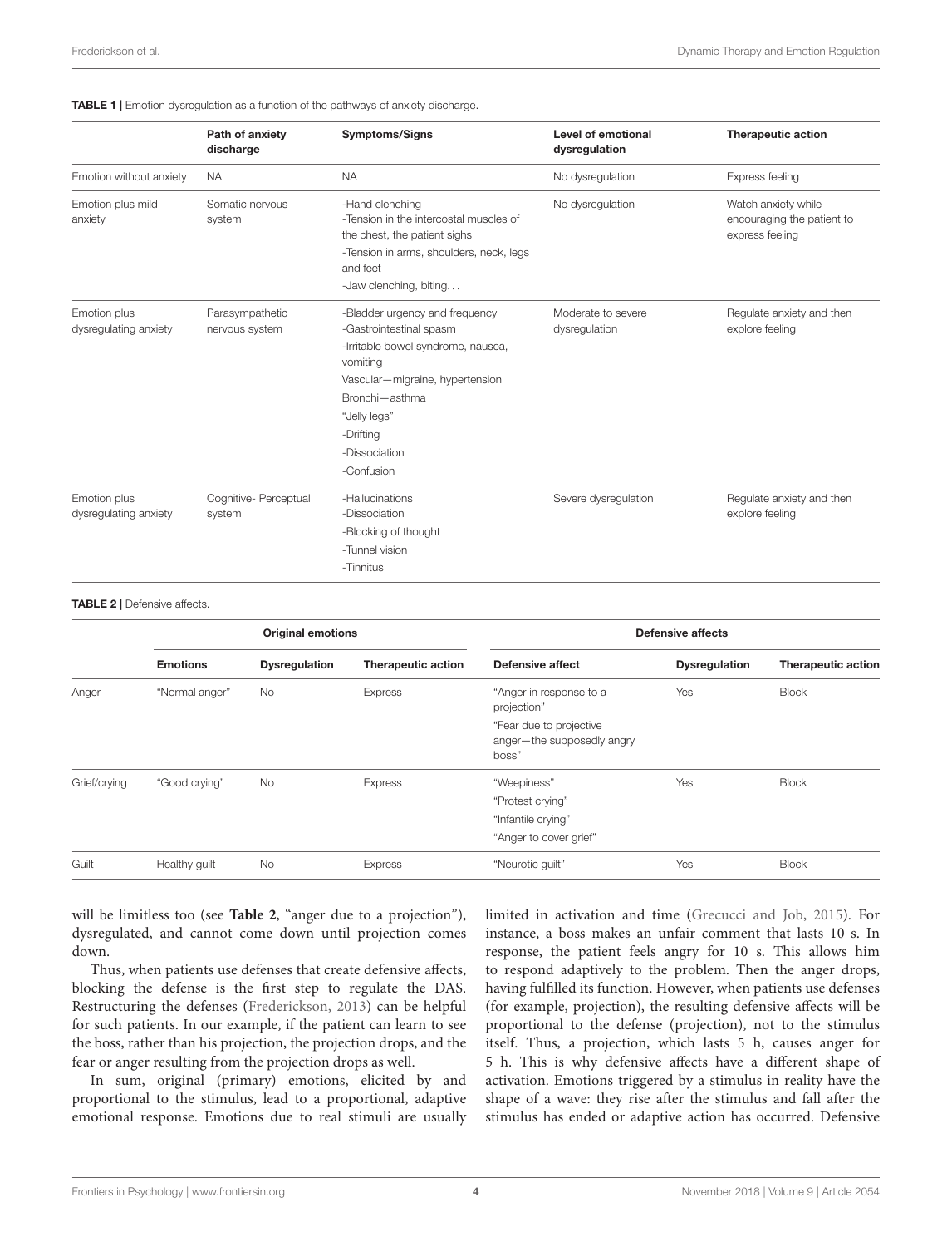**TABLE 1 |** Emotion dysregulation as a function of the pathways of anxiety discharge.

| | Path of anxiety discharge | Symptoms/Signs | Level of emotional dysregulation | Therapeutic action |
|---|---|---|---|---|
| Emotion without anxiety | NA | NA | No dysregulation | Express feeling |
| Emotion plus mild anxiety | Somatic nervous system | -Hand clenching<br>-Tension in the intercostal muscles of the chest, the patient sighs<br>-Tension in arms, shoulders, neck, legs and feet<br>-Jaw clenching, biting… | No dysregulation | Watch anxiety while encouraging the patient to express feeling |
| Emotion plus dysregulating anxiety | Parasympathetic nervous system | -Bladder urgency and frequency<br>-Gastrointestinal spasm<br>-Irritable bowel syndrome, nausea, vomiting<br>Vascular—migraine, hypertension<br>Bronchi—asthma<br>"Jelly legs"<br>-Drifting<br>-Dissociation<br>-Confusion | Moderate to severe dysregulation | Regulate anxiety and then explore feeling |
| Emotion plus dysregulating anxiety | Cognitive- Perceptual system | -Hallucinations<br>-Dissociation<br>-Blocking of thought<br>-Tunnel vision<br>-Tinnitus | Severe dysregulation | Regulate anxiety and then explore feeling |

**TABLE 2 |** Defensive affects.

| | Original emotions | | | Defensive affects | | |
|---|---|---|---|---|---|---|
| | **Emotions** | **Dysregulation** | **Therapeutic action** | **Defensive affect** | **Dysregulation** | **Therapeutic action** |
| Anger | "Normal anger" | No | Express | "Anger in response to a projection"<br>"Fear due to projective anger—the supposedly angry boss" | Yes | Block |
| Grief/crying | "Good crying" | No | Express | "Weepiness"<br>"Protest crying"<br>"Infantile crying"<br>"Anger to cover grief" | Yes | Block |
| Guilt | Healthy guilt | No | Express | "Neurotic guilt" | Yes | Block |

will be limitless too (see **Table 2**, "anger due to a projection"), dysregulated, and cannot come down until projection comes down.

Thus, when patients use defenses that create defensive affects, blocking the defense is the first step to regulate the DAS. Restructuring the defenses (Frederickson, 2013) can be helpful for such patients. In our example, if the patient can learn to see the boss, rather than his projection, the projection drops, and the fear or anger resulting from the projection drops as well.

In sum, original (primary) emotions, elicited by and proportional to the stimulus, lead to a proportional, adaptive emotional response. Emotions due to real stimuli are usually limited in activation and time (Grecucci and Job, 2015). For instance, a boss makes an unfair comment that lasts 10 s. In response, the patient feels angry for 10 s. This allows him to respond adaptively to the problem. Then the anger drops, having fulfilled its function. However, when patients use defenses (for example, projection), the resulting defensive affects will be proportional to the defense (projection), not to the stimulus itself. Thus, a projection, which lasts 5 h, causes anger for 5 h. This is why defensive affects have a different shape of activation. Emotions triggered by a stimulus in reality have the shape of a wave: they rise after the stimulus and fall after the stimulus has ended or adaptive action has occurred. Defensive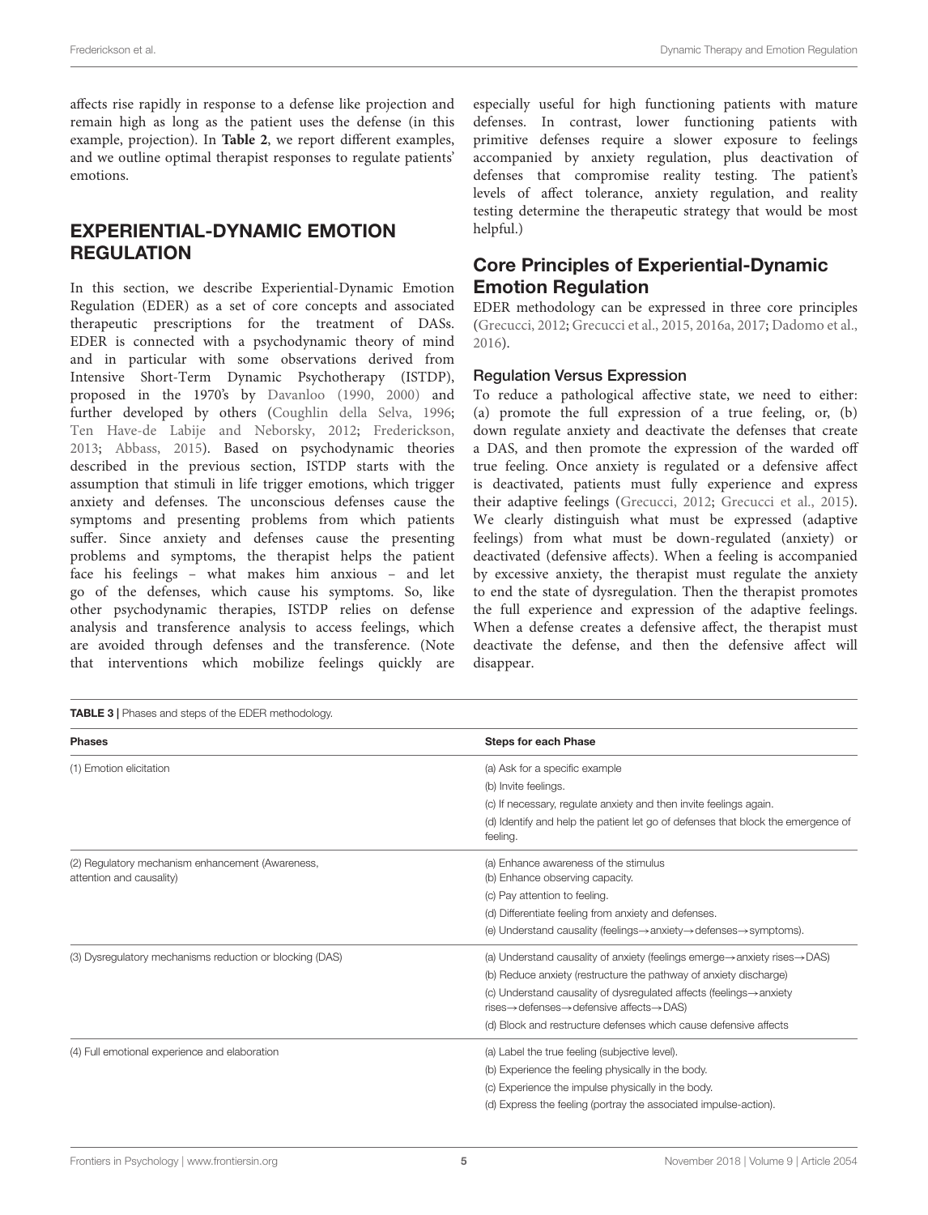affects rise rapidly in response to a defense like projection and remain high as long as the patient uses the defense (in this example, projection). In **Table 2**, we report different examples, and we outline optimal therapist responses to regulate patients' emotions.

## EXPERIENTIAL-DYNAMIC EMOTION REGULATION

In this section, we describe Experiential-Dynamic Emotion Regulation (EDER) as a set of core concepts and associated therapeutic prescriptions for the treatment of DASs. EDER is connected with a psychodynamic theory of mind and in particular with some observations derived from Intensive Short-Term Dynamic Psychotherapy (ISTDP), proposed in the 1970's by Davanloo (1990, 2000) and further developed by others (Coughlin della Selva, 1996; Ten Have-de Labije and Neborsky, 2012; Frederickson, 2013; Abbass, 2015). Based on psychodynamic theories described in the previous section, ISTDP starts with the assumption that stimuli in life trigger emotions, which trigger anxiety and defenses. The unconscious defenses cause the symptoms and presenting problems from which patients suffer. Since anxiety and defenses cause the presenting problems and symptoms, the therapist helps the patient face his feelings – what makes him anxious – and let go of the defenses, which cause his symptoms. So, like other psychodynamic therapies, ISTDP relies on defense analysis and transference analysis to access feelings, which are avoided through defenses and the transference. (Note that interventions which mobilize feelings quickly are especially useful for high functioning patients with mature defenses. In contrast, lower functioning patients with primitive defenses require a slower exposure to feelings accompanied by anxiety regulation, plus deactivation of defenses that compromise reality testing. The patient's levels of affect tolerance, anxiety regulation, and reality testing determine the therapeutic strategy that would be most helpful.)

### Core Principles of Experiential-Dynamic Emotion Regulation

EDER methodology can be expressed in three core principles (Grecucci, 2012; Grecucci et al., 2015, 2016a, 2017; Dadomo et al., 2016).

#### Regulation Versus Expression

To reduce a pathological affective state, we need to either: (a) promote the full expression of a true feeling, or, (b) down regulate anxiety and deactivate the defenses that create a DAS, and then promote the expression of the warded off true feeling. Once anxiety is regulated or a defensive affect is deactivated, patients must fully experience and express their adaptive feelings (Grecucci, 2012; Grecucci et al., 2015). We clearly distinguish what must be expressed (adaptive feelings) from what must be down-regulated (anxiety) or deactivated (defensive affects). When a feeling is accompanied by excessive anxiety, the therapist must regulate the anxiety to end the state of dysregulation. Then the therapist promotes the full experience and expression of the adaptive feelings. When a defense creates a defensive affect, the therapist must deactivate the defense, and then the defensive affect will disappear.

**TABLE 3 |** Phases and steps of the EDER methodology.

| Phases | Steps for each Phase |
|---|---|
| (1) Emotion elicitation | (a) Ask for a specific example |
| | (b) Invite feelings. |
| | (c) If necessary, regulate anxiety and then invite feelings again. |
| | (d) Identify and help the patient let go of defenses that block the emergence of feeling. |
| (2) Regulatory mechanism enhancement (Awareness, attention and causality) | (a) Enhance awareness of the stimulus |
| | (b) Enhance observing capacity. |
| | (c) Pay attention to feeling. |
| | (d) Differentiate feeling from anxiety and defenses. |
| | (e) Understand causality (feelings→anxiety→defenses→symptoms). |
| (3) Dysregulatory mechanisms reduction or blocking (DAS) | (a) Understand causality of anxiety (feelings emerge→anxiety rises→DAS) |
| | (b) Reduce anxiety (restructure the pathway of anxiety discharge) |
| | (c) Understand causality of dysregulated affects (feelings→anxiety rises→defenses→defensive affects→DAS) |
| | (d) Block and restructure defenses which cause defensive affects |
| (4) Full emotional experience and elaboration | (a) Label the true feeling (subjective level). |
| | (b) Experience the feeling physically in the body. |
| | (c) Experience the impulse physically in the body. |
| | (d) Express the feeling (portray the associated impulse-action). |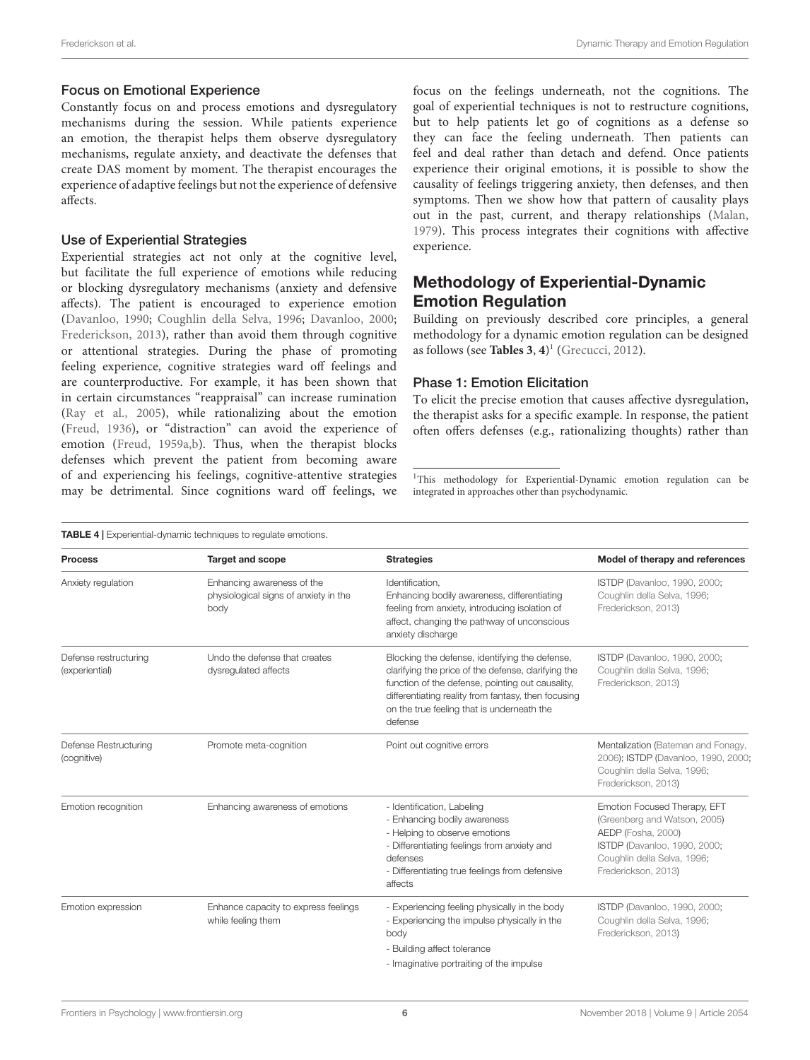### Focus on Emotional Experience

Constantly focus on and process emotions and dysregulatory mechanisms during the session. While patients experience an emotion, the therapist helps them observe dysregulatory mechanisms, regulate anxiety, and deactivate the defenses that create DAS moment by moment. The therapist encourages the experience of adaptive feelings but not the experience of defensive affects.

### Use of Experiential Strategies

Experiential strategies act not only at the cognitive level, but facilitate the full experience of emotions while reducing or blocking dysregulatory mechanisms (anxiety and defensive affects). The patient is encouraged to experience emotion (Davanloo, 1990; Coughlin della Selva, 1996; Davanloo, 2000; Frederickson, 2013), rather than avoid them through cognitive or attentional strategies. During the phase of promoting feeling experience, cognitive strategies ward off feelings and are counterproductive. For example, it has been shown that in certain circumstances "reappraisal" can increase rumination (Ray et al., 2005), while rationalizing about the emotion (Freud, 1936), or "distraction" can avoid the experience of emotion (Freud, 1959a,b). Thus, when the therapist blocks defenses which prevent the patient from becoming aware of and experiencing his feelings, cognitive-attentive strategies may be detrimental. Since cognitions ward off feelings, we focus on the feelings underneath, not the cognitions. The goal of experiential techniques is not to restructure cognitions, but to help patients let go of cognitions as a defense so they can face the feeling underneath. Then patients can feel and deal rather than detach and defend. Once patients experience their original emotions, it is possible to show the causality of feelings triggering anxiety, then defenses, and then symptoms. Then we show how that pattern of causality plays out in the past, current, and therapy relationships (Malan, 1979). This process integrates their cognitions with affective experience.

## Methodology of Experiential-Dynamic Emotion Regulation

Building on previously described core principles, a general methodology for a dynamic emotion regulation can be designed as follows (see **Tables 3**, **4**)[1] (Grecucci, 2012).

### Phase 1: Emotion Elicitation

To elicit the precise emotion that causes affective dysregulation, the therapist asks for a specific example. In response, the patient often offers defenses (e.g., rationalizing thoughts) rather than

[1]This methodology for Experiential-Dynamic emotion regulation can be integrated in approaches other than psychodynamic.

**TABLE 4** | Experiential-dynamic techniques to regulate emotions.

| Process | Target and scope | Strategies | Model of therapy and references |
|---|---|---|---|
| Anxiety regulation | Enhancing awareness of the physiological signs of anxiety in the body | Identification, Enhancing bodily awareness, differentiating feeling from anxiety, introducing isolation of affect, changing the pathway of unconscious anxiety discharge | ISTDP (Davanloo, 1990, 2000; Coughlin della Selva, 1996; Frederickson, 2013) |
| Defense restructuring (experiential) | Undo the defense that creates dysregulated affects | Blocking the defense, identifying the defense, clarifying the price of the defense, clarifying the function of the defense, pointing out causality, differentiating reality from fantasy, then focusing on the true feeling that is underneath the defense | ISTDP (Davanloo, 1990, 2000; Coughlin della Selva, 1996; Frederickson, 2013) |
| Defense Restructuring (cognitive) | Promote meta-cognition | Point out cognitive errors | Mentalization (Bateman and Fonagy, 2006); ISTDP (Davanloo, 1990, 2000; Coughlin della Selva, 1996; Frederickson, 2013) |
| Emotion recognition | Enhancing awareness of emotions | - Identification, Labeling<br>- Enhancing bodily awareness<br>- Helping to observe emotions<br>- Differentiating feelings from anxiety and defenses<br>- Differentiating true feelings from defensive affects | Emotion Focused Therapy, EFT (Greenberg and Watson, 2005)<br>AEDP (Fosha, 2000)<br>ISTDP (Davanloo, 1990, 2000; Coughlin della Selva, 1996; Frederickson, 2013) |
| Emotion expression | Enhance capacity to express feelings while feeling them | - Experiencing feeling physically in the body<br>- Experiencing the impulse physically in the body<br>- Building affect tolerance<br>- Imaginative portraiting of the impulse | ISTDP (Davanloo, 1990, 2000; Coughlin della Selva, 1996; Frederickson, 2013) |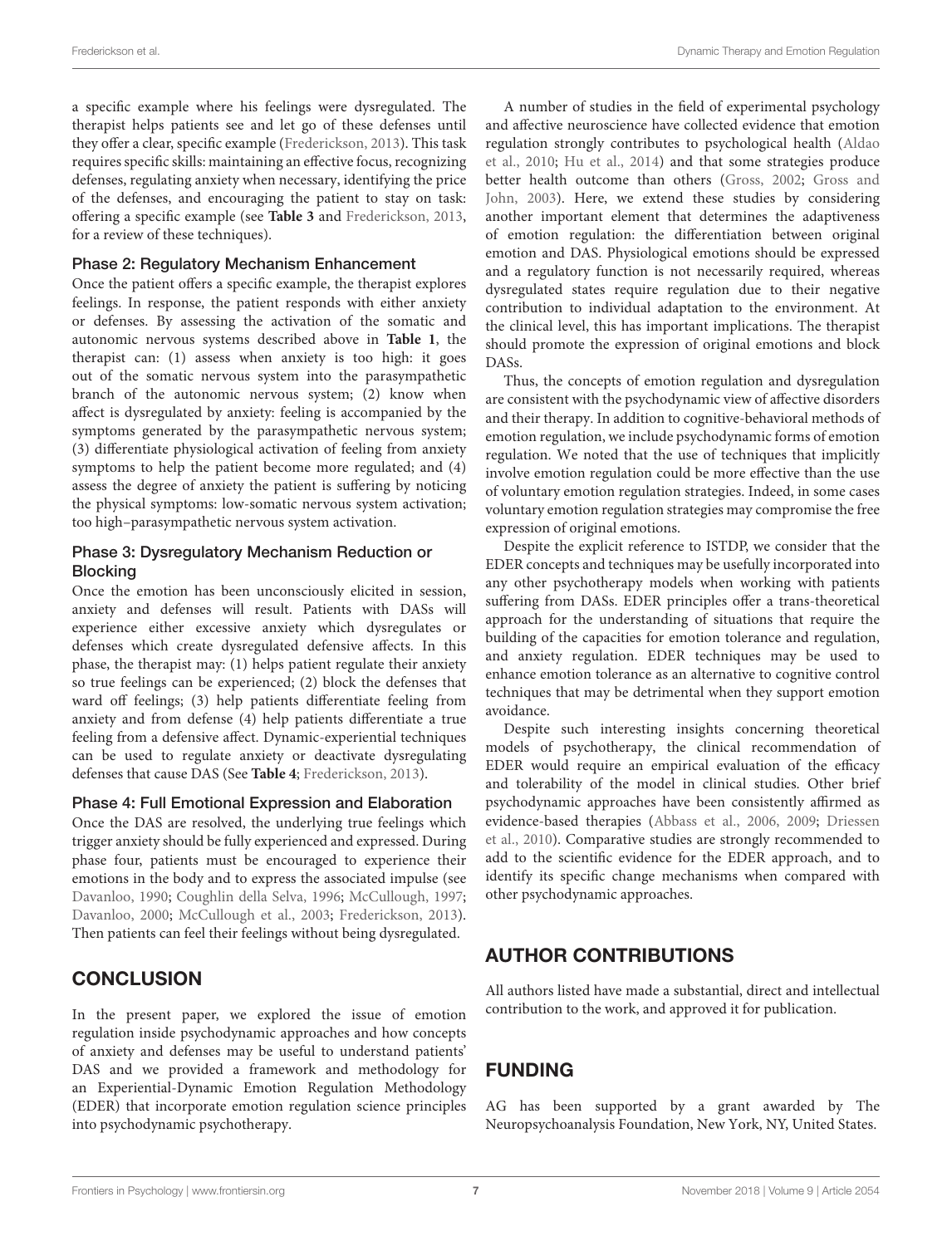a specific example where his feelings were dysregulated. The therapist helps patients see and let go of these defenses until they offer a clear, specific example (Frederickson, 2013). This task requires specific skills: maintaining an effective focus, recognizing defenses, regulating anxiety when necessary, identifying the price of the defenses, and encouraging the patient to stay on task: offering a specific example (see **Table 3** and Frederickson, 2013, for a review of these techniques).

### Phase 2: Regulatory Mechanism Enhancement

Once the patient offers a specific example, the therapist explores feelings. In response, the patient responds with either anxiety or defenses. By assessing the activation of the somatic and autonomic nervous systems described above in **Table 1**, the therapist can: (1) assess when anxiety is too high: it goes out of the somatic nervous system into the parasympathetic branch of the autonomic nervous system; (2) know when affect is dysregulated by anxiety: feeling is accompanied by the symptoms generated by the parasympathetic nervous system; (3) differentiate physiological activation of feeling from anxiety symptoms to help the patient become more regulated; and (4) assess the degree of anxiety the patient is suffering by noticing the physical symptoms: low-somatic nervous system activation; too high–parasympathetic nervous system activation.

### Phase 3: Dysregulatory Mechanism Reduction or Blocking

Once the emotion has been unconsciously elicited in session, anxiety and defenses will result. Patients with DASs will experience either excessive anxiety which dysregulates or defenses which create dysregulated defensive affects. In this phase, the therapist may: (1) helps patient regulate their anxiety so true feelings can be experienced; (2) block the defenses that ward off feelings; (3) help patients differentiate feeling from anxiety and from defense (4) help patients differentiate a true feeling from a defensive affect. Dynamic-experiential techniques can be used to regulate anxiety or deactivate dysregulating defenses that cause DAS (See **Table 4**; Frederickson, 2013).

### Phase 4: Full Emotional Expression and Elaboration

Once the DAS are resolved, the underlying true feelings which trigger anxiety should be fully experienced and expressed. During phase four, patients must be encouraged to experience their emotions in the body and to express the associated impulse (see Davanloo, 1990; Coughlin della Selva, 1996; McCullough, 1997; Davanloo, 2000; McCullough et al., 2003; Frederickson, 2013). Then patients can feel their feelings without being dysregulated.

## CONCLUSION

In the present paper, we explored the issue of emotion regulation inside psychodynamic approaches and how concepts of anxiety and defenses may be useful to understand patients' DAS and we provided a framework and methodology for an Experiential-Dynamic Emotion Regulation Methodology (EDER) that incorporate emotion regulation science principles into psychodynamic psychotherapy.

A number of studies in the field of experimental psychology and affective neuroscience have collected evidence that emotion regulation strongly contributes to psychological health (Aldao et al., 2010; Hu et al., 2014) and that some strategies produce better health outcome than others (Gross, 2002; Gross and John, 2003). Here, we extend these studies by considering another important element that determines the adaptiveness of emotion regulation: the differentiation between original emotion and DAS. Physiological emotions should be expressed and a regulatory function is not necessarily required, whereas dysregulated states require regulation due to their negative contribution to individual adaptation to the environment. At the clinical level, this has important implications. The therapist should promote the expression of original emotions and block DASs.

Thus, the concepts of emotion regulation and dysregulation are consistent with the psychodynamic view of affective disorders and their therapy. In addition to cognitive-behavioral methods of emotion regulation, we include psychodynamic forms of emotion regulation. We noted that the use of techniques that implicitly involve emotion regulation could be more effective than the use of voluntary emotion regulation strategies. Indeed, in some cases voluntary emotion regulation strategies may compromise the free expression of original emotions.

Despite the explicit reference to ISTDP, we consider that the EDER concepts and techniques may be usefully incorporated into any other psychotherapy models when working with patients suffering from DASs. EDER principles offer a trans-theoretical approach for the understanding of situations that require the building of the capacities for emotion tolerance and regulation, and anxiety regulation. EDER techniques may be used to enhance emotion tolerance as an alternative to cognitive control techniques that may be detrimental when they support emotion avoidance.

Despite such interesting insights concerning theoretical models of psychotherapy, the clinical recommendation of EDER would require an empirical evaluation of the efficacy and tolerability of the model in clinical studies. Other brief psychodynamic approaches have been consistently affirmed as evidence-based therapies (Abbass et al., 2006, 2009; Driessen et al., 2010). Comparative studies are strongly recommended to add to the scientific evidence for the EDER approach, and to identify its specific change mechanisms when compared with other psychodynamic approaches.

## AUTHOR CONTRIBUTIONS

All authors listed have made a substantial, direct and intellectual contribution to the work, and approved it for publication.

## FUNDING

AG has been supported by a grant awarded by The Neuropsychoanalysis Foundation, New York, NY, United States.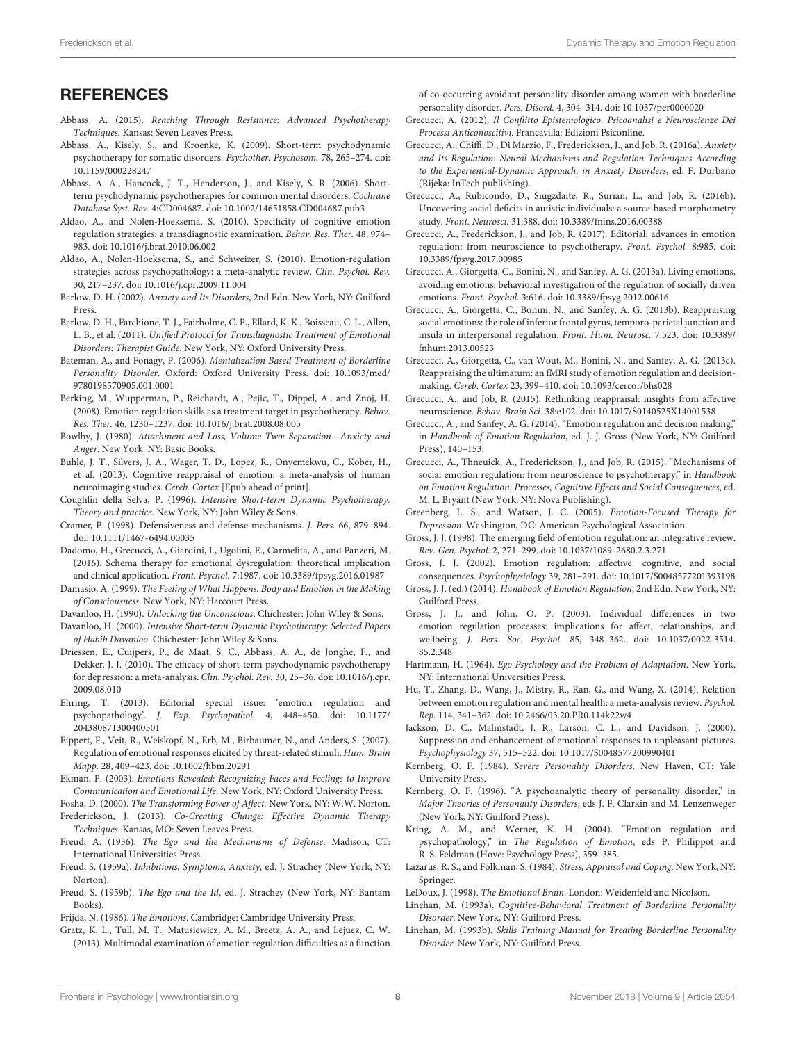## REFERENCES

Abbass, A. (2015). *Reaching Through Resistance: Advanced Psychotherapy Techniques*. Kansas: Seven Leaves Press.

Abbass, A., Kisely, S., and Kroenke, K. (2009). Short-term psychodynamic psychotherapy for somatic disorders. *Psychother. Psychosom.* 78, 265–274. doi: 10.1159/000228247

Abbass, A. A., Hancock, J. T., Henderson, J., and Kisely, S. R. (2006). Short-term psychodynamic psychotherapies for common mental disorders. *Cochrane Database Syst. Rev.* 4:CD004687. doi: 10.1002/14651858.CD004687.pub3

Aldao, A., and Nolen-Hoeksema, S. (2010). Specificity of cognitive emotion regulation strategies: a transdiagnostic examination. *Behav. Res. Ther.* 48, 974–983. doi: 10.1016/j.brat.2010.06.002

Aldao, A., Nolen-Hoeksema, S., and Schweizer, S. (2010). Emotion-regulation strategies across psychopathology: a meta-analytic review. *Clin. Psychol. Rev.* 30, 217–237. doi: 10.1016/j.cpr.2009.11.004

Barlow, D. H. (2002). *Anxiety and Its Disorders*, 2nd Edn. New York, NY: Guilford Press.

Barlow, D. H., Farchione, T. J., Fairholme, C. P., Ellard, K. K., Boisseau, C. L., Allen, L. B., et al. (2011). *Unified Protocol for Transdiagnostic Treatment of Emotional Disorders: Therapist Guide*. New York, NY: Oxford University Press.

Bateman, A., and Fonagy, P. (2006). *Mentalization Based Treatment of Borderline Personality Disorder*. Oxford: Oxford University Press. doi: 10.1093/med/9780198570905.001.0001

Berking, M., Wupperman, P., Reichardt, A., Pejic, T., Dippel, A., and Znoj, H. (2008). Emotion regulation skills as a treatment target in psychotherapy. *Behav. Res. Ther.* 46, 1230–1237. doi: 10.1016/j.brat.2008.08.005

Bowlby, J. (1980). *Attachment and Loss, Volume Two: Separation—Anxiety and Anger*. New York, NY: Basic Books.

Buhle, J. T., Silvers, J. A., Wager, T. D., Lopez, R., Onyemekwu, C., Kober, H., et al. (2013). Cognitive reappraisal of emotion: a meta-analysis of human neuroimaging studies. *Cereb. Cortex* [Epub ahead of print].

Coughlin della Selva, P. (1996). *Intensive Short-term Dynamic Psychotherapy. Theory and practice*. New York, NY: John Wiley & Sons.

Cramer, P. (1998). Defensiveness and defense mechanisms. *J. Pers.* 66, 879–894. doi: 10.1111/1467-6494.00035

Dadomo, H., Grecucci, A., Giardini, I., Ugolini, E., Carmelita, A., and Panzeri, M. (2016). Schema therapy for emotional dysregulation: theoretical implication and clinical application. *Front. Psychol.* 7:1987. doi: 10.3389/fpsyg.2016.01987

Damasio, A. (1999). *The Feeling of What Happens: Body and Emotion in the Making of Consciousness*. New York, NY: Harcourt Press.

Davanloo, H. (1990). *Unlocking the Unconscious*. Chichester: John Wiley & Sons.

Davanloo, H. (2000). *Intensive Short-term Dynamic Psychotherapy: Selected Papers of Habib Davanloo*. Chichester: John Wiley & Sons.

Driessen, E., Cuijpers, P., de Maat, S. C., Abbass, A. A., de Jonghe, F., and Dekker, J. J. (2010). The efficacy of short-term psychodynamic psychotherapy for depression: a meta-analysis. *Clin. Psychol. Rev.* 30, 25–36. doi: 10.1016/j.cpr.2009.08.010

Ehring, T. (2013). Editorial special issue: 'emotion regulation and psychopathology'. *J. Exp. Psychopathol.* 4, 448–450. doi: 10.1177/204380871300400501

Eippert, F., Veit, R., Weiskopf, N., Erb, M., Birbaumer, N., and Anders, S. (2007). Regulation of emotional responses elicited by threat-related stimuli. *Hum. Brain Mapp.* 28, 409–423. doi: 10.1002/hbm.20291

Ekman, P. (2003). *Emotions Revealed: Recognizing Faces and Feelings to Improve Communication and Emotional Life*. New York, NY: Oxford University Press.

Fosha, D. (2000). *The Transforming Power of Affect*. New York, NY: W.W. Norton.

Frederickson, J. (2013). *Co-Creating Change: Effective Dynamic Therapy Techniques*. Kansas, MO: Seven Leaves Press.

Freud, A. (1936). *The Ego and the Mechanisms of Defense*. Madison, CT: International Universities Press.

Freud, S. (1959a). *Inhibitions, Symptoms, Anxiety*, ed. J. Strachey (New York, NY: Norton).

Freud, S. (1959b). *The Ego and the Id*, ed. J. Strachey (New York, NY: Bantam Books).

Frijda, N. (1986). *The Emotions*. Cambridge: Cambridge University Press.

Gratz, K. L., Tull, M. T., Matusiewicz, A. M., Breetz, A. A., and Lejuez, C. W. (2013). Multimodal examination of emotion regulation difficulties as a function of co-occurring avoidant personality disorder among women with borderline personality disorder. *Pers. Disord.* 4, 304–314. doi: 10.1037/per0000020

Grecucci, A. (2012). *Il Conflitto Epistemologico. Psicoanalisi e Neuroscienze Dei Processi Anticonoscitivi*. Francavilla: Edizioni Psiconline.

Grecucci, A., Chiffi, D., Di Marzio, F., Frederickson, J., and Job, R. (2016a). *Anxiety and Its Regulation: Neural Mechanisms and Regulation Techniques According to the Experiential-Dynamic Approach, in Anxiety Disorders*, ed. F. Durbano (Rijeka: InTech publishing).

Grecucci, A., Rubicondo, D., Siugzdaite, R., Surian, L., and Job, R. (2016b). Uncovering social deficits in autistic individuals: a source-based morphometry study. *Front. Neurosci.* 31:388. doi: 10.3389/fnins.2016.00388

Grecucci, A., Frederickson, J., and Job, R. (2017). Editorial: advances in emotion regulation: from neuroscience to psychotherapy. *Front. Psychol.* 8:985. doi: 10.3389/fpsyg.2017.00985

Grecucci, A., Giorgetta, C., Bonini, N., and Sanfey, A. G. (2013a). Living emotions, avoiding emotions: behavioral investigation of the regulation of socially driven emotions. *Front. Psychol.* 3:616. doi: 10.3389/fpsyg.2012.00616

Grecucci, A., Giorgetta, C., Bonini, N., and Sanfey, A. G. (2013b). Reappraising social emotions: the role of inferior frontal gyrus, temporo-parietal junction and insula in interpersonal regulation. *Front. Hum. Neurosc.* 7:523. doi: 10.3389/fnhum.2013.00523

Grecucci, A., Giorgetta, C., van Wout, M., Bonini, N., and Sanfey, A. G. (2013c). Reappraising the ultimatum: an fMRI study of emotion regulation and decision-making. *Cereb. Cortex* 23, 399–410. doi: 10.1093/cercor/bhs028

Grecucci, A., and Job, R. (2015). Rethinking reappraisal: insights from affective neuroscience. *Behav. Brain Sci.* 38:e102. doi: 10.1017/S0140525X14001538

Grecucci, A., and Sanfey, A. G. (2014). "Emotion regulation and decision making," in *Handbook of Emotion Regulation*, ed. J. J. Gross (New York, NY: Guilford Press), 140–153.

Grecucci, A., Theuick, A., Frederickson, J., and Job, R. (2015). "Mechanisms of social emotion regulation: from neuroscience to psychotherapy," in *Handbook on Emotion Regulation: Processes, Cognitive Effects and Social Consequences*, ed. M. L. Bryant (New York, NY: Nova Publishing).

Greenberg, L. S., and Watson, J. C. (2005). *Emotion-Focused Therapy for Depression*. Washington, DC: American Psychological Association.

Gross, J. J. (1998). The emerging field of emotion regulation: an integrative review. *Rev. Gen. Psychol.* 2, 271–299. doi: 10.1037/1089-2680.2.3.271

Gross, J. J. (2002). Emotion regulation: affective, cognitive, and social consequences. *Psychophysiology* 39, 281–291. doi: 10.1017/S0048577201393198

Gross, J. J. (ed.) (2014). *Handbook of Emotion Regulation*, 2nd Edn. New York, NY: Guilford Press.

Gross, J. J., and John, O. P. (2003). Individual differences in two emotion regulation processes: implications for affect, relationships, and wellbeing. *J. Pers. Soc. Psychol.* 85, 348–362. doi: 10.1037/0022-3514.85.2.348

Hartmann, H. (1964). *Ego Psychology and the Problem of Adaptation*. New York, NY: International Universities Press.

Hu, T., Zhang, D., Wang, J., Mistry, R., Ran, G., and Wang, X. (2014). Relation between emotion regulation and mental health: a meta-analysis review. *Psychol. Rep.* 114, 341–362. doi: 10.2466/03.20.PR0.114k22w4

Jackson, D. C., Malmstadt, J. R., Larson, C. L., and Davidson, J. (2000). Suppression and enhancement of emotional responses to unpleasant pictures. *Psychophysiology* 37, 515–522. doi: 10.1017/S0048577200990401

Kernberg, O. F. (1984). *Severe Personality Disorders*. New Haven, CT: Yale University Press.

Kernberg, O. F. (1996). "A psychoanalytic theory of personality disorder," in *Major Theories of Personality Disorders*, eds J. F. Clarkin and M. Lenzenweger (New York, NY: Guilford Press).

Kring, A. M., and Werner, K. H. (2004). "Emotion regulation and psychopathology," in *The Regulation of Emotion*, eds P. Philippot and R. S. Feldman (Hove: Psychology Press), 359–385.

Lazarus, R. S., and Folkman, S. (1984). *Stress, Appraisal and Coping*. New York, NY: Springer.

LeDoux, J. (1998). *The Emotional Brain*. London: Weidenfeld and Nicolson.

Linehan, M. (1993a). *Cognitive-Behavioral Treatment of Borderline Personality Disorder*. New York, NY: Guilford Press.

Linehan, M. (1993b). *Skills Training Manual for Treating Borderline Personality Disorder*. New York, NY: Guilford Press.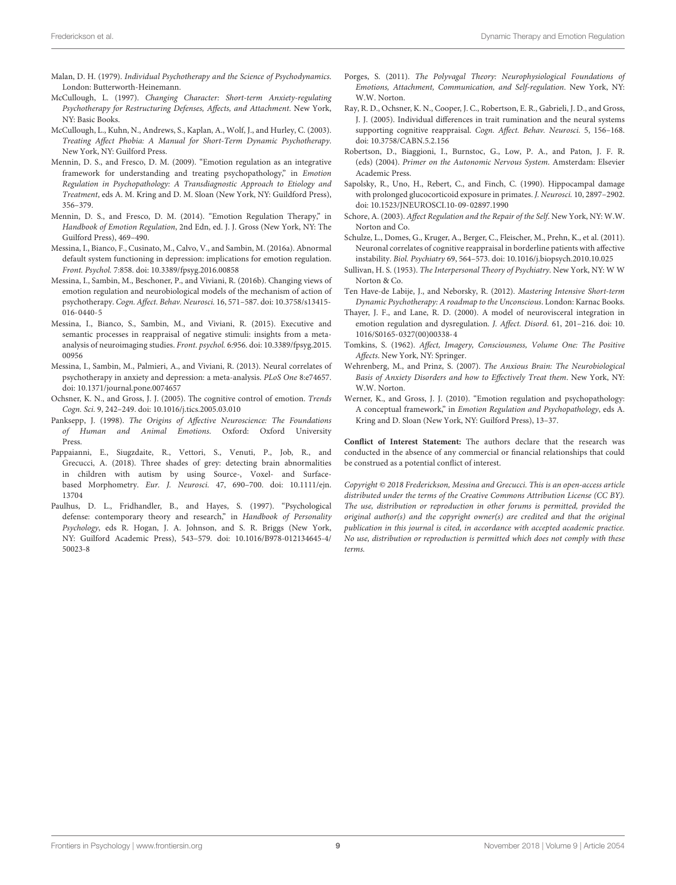Malan, D. H. (1979). *Individual Psychotherapy and the Science of Psychodynamics*. London: Butterworth-Heinemann.

McCullough, L. (1997). *Changing Character: Short-term Anxiety-regulating Psychotherapy for Restructuring Defenses, Affects, and Attachment*. New York, NY: Basic Books.

McCullough, L., Kuhn, N., Andrews, S., Kaplan, A., Wolf, J., and Hurley, C. (2003). *Treating Affect Phobia: A Manual for Short-Term Dynamic Psychotherapy*. New York, NY: Guilford Press.

Mennin, D. S., and Fresco, D. M. (2009). "Emotion regulation as an integrative framework for understanding and treating psychopathology," in *Emotion Regulation in Psychopathology: A Transdiagnostic Approach to Etiology and Treatment*, eds A. M. Kring and D. M. Sloan (New York, NY: Guildford Press), 356–379.

Mennin, D. S., and Fresco, D. M. (2014). "Emotion Regulation Therapy," in *Handbook of Emotion Regulation*, 2nd Edn, ed. J. J. Gross (New York, NY: The Guilford Press), 469–490.

Messina, I., Bianco, F., Cusinato, M., Calvo, V., and Sambin, M. (2016a). Abnormal default system functioning in depression: implications for emotion regulation. *Front. Psychol.* 7:858. doi: 10.3389/fpsyg.2016.00858

Messina, I., Sambin, M., Beschoner, P., and Viviani, R. (2016b). Changing views of emotion regulation and neurobiological models of the mechanism of action of psychotherapy. *Cogn. Affect. Behav. Neurosci.* 16, 571–587. doi: 10.3758/s13415-016-0440-5

Messina, I., Bianco, S., Sambin, M., and Viviani, R. (2015). Executive and semantic processes in reappraisal of negative stimuli: insights from a meta-analysis of neuroimaging studies. *Front. psychol.* 6:956. doi: 10.3389/fpsyg.2015.00956

Messina, I., Sambin, M., Palmieri, A., and Viviani, R. (2013). Neural correlates of psychotherapy in anxiety and depression: a meta-analysis. *PLoS One* 8:e74657. doi: 10.1371/journal.pone.0074657

Ochsner, K. N., and Gross, J. J. (2005). The cognitive control of emotion. *Trends Cogn. Sci.* 9, 242–249. doi: 10.1016/j.tics.2005.03.010

Panksepp, J. (1998). *The Origins of Affective Neuroscience: The Foundations of Human and Animal Emotions*. Oxford: Oxford University Press.

Pappaianni, E., Siugzdaite, R., Vettori, S., Venuti, P., Job, R., and Grecucci, A. (2018). Three shades of grey: detecting brain abnormalities in children with autism by using Source-, Voxel- and Surface-based Morphometry. *Eur. J. Neurosci.* 47, 690–700. doi: 10.1111/ejn.13704

Paulhus, D. L., Fridhandler, B., and Hayes, S. (1997). "Psychological defense: contemporary theory and research," in *Handbook of Personality Psychology*, eds R. Hogan, J. A. Johnson, and S. R. Briggs (New York, NY: Guilford Academic Press), 543–579. doi: 10.1016/B978-012134645-4/50023-8

Porges, S. (2011). *The Polyvagal Theory: Neurophysiological Foundations of Emotions, Attachment, Communication, and Self-regulation*. New York, NY: W.W. Norton.

Ray, R. D., Ochsner, K. N., Cooper, J. C., Robertson, E. R., Gabrieli, J. D., and Gross, J. J. (2005). Individual differences in trait rumination and the neural systems supporting cognitive reappraisal. *Cogn. Affect. Behav. Neurosci.* 5, 156–168. doi: 10.3758/CABN.5.2.156

Robertson, D., Biaggioni, I., Burnstoc, G., Low, P. A., and Paton, J. F. R. (eds) (2004). *Primer on the Autonomic Nervous System*. Amsterdam: Elsevier Academic Press.

Sapolsky, R., Uno, H., Rebert, C., and Finch, C. (1990). Hippocampal damage with prolonged glucocorticoid exposure in primates. *J. Neurosci.* 10, 2897–2902. doi: 10.1523/JNEUROSCI.10-09-02897.1990

Schore, A. (2003). *Affect Regulation and the Repair of the Self*. New York, NY: W.W. Norton and Co.

Schulze, L., Domes, G., Kruger, A., Berger, C., Fleischer, M., Prehn, K., et al. (2011). Neuronal correlates of cognitive reappraisal in borderline patients with affective instability. *Biol. Psychiatry* 69, 564–573. doi: 10.1016/j.biopsych.2010.10.025

Sullivan, H. S. (1953). *The Interpersonal Theory of Psychiatry*. New York, NY: W W Norton & Co.

Ten Have-de Labije, J., and Neborsky, R. (2012). *Mastering Intensive Short-term Dynamic Psychotherapy: A roadmap to the Unconscious*. London: Karnac Books.

Thayer, J. F., and Lane, R. D. (2000). A model of neurovisceral integration in emotion regulation and dysregulation. *J. Affect. Disord.* 61, 201–216. doi: 10.1016/S0165-0327(00)00338-4

Tomkins, S. (1962). *Affect, Imagery, Consciousness, Volume One: The Positive Affects*. New York, NY: Springer.

Wehrenberg, M., and Prinz, S. (2007). *The Anxious Brain: The Neurobiological Basis of Anxiety Disorders and how to Effectively Treat them*. New York, NY: W.W. Norton.

Werner, K., and Gross, J. J. (2010). "Emotion regulation and psychopathology: A conceptual framework," in *Emotion Regulation and Psychopathology*, eds A. Kring and D. Sloan (New York, NY: Guilford Press), 13–37.

**Conflict of Interest Statement:** The authors declare that the research was conducted in the absence of any commercial or financial relationships that could be construed as a potential conflict of interest.

*Copyright © 2018 Frederickson, Messina and Grecucci. This is an open-access article distributed under the terms of the Creative Commons Attribution License (CC BY). The use, distribution or reproduction in other forums is permitted, provided the original author(s) and the copyright owner(s) are credited and that the original publication in this journal is cited, in accordance with accepted academic practice. No use, distribution or reproduction is permitted which does not comply with these terms.*